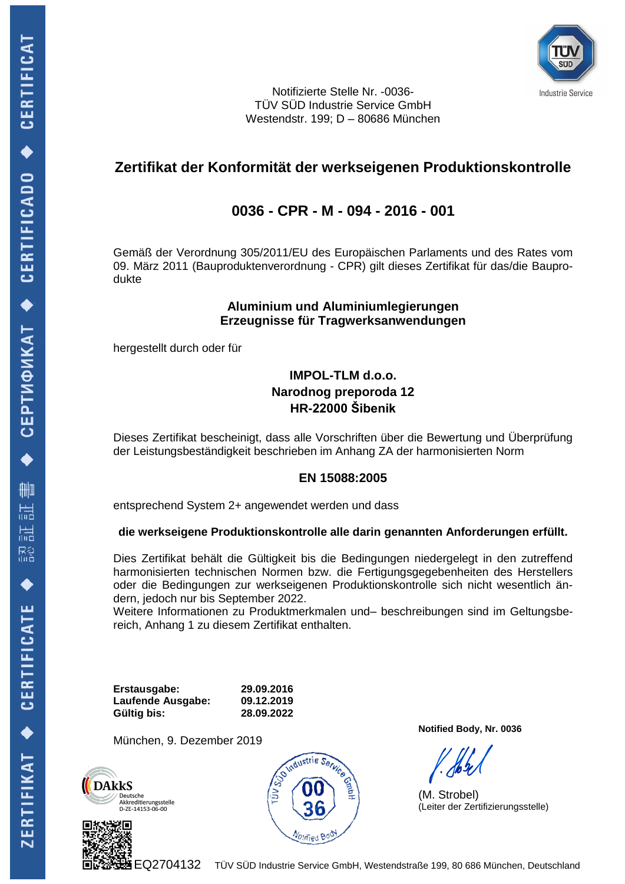Notifizierte Stelle Nr. -0036-
TÜV SÜD Industrie Service GmbH
Westendstr. 199; D – 80686 München

# Zertifikat der Konformität der werkseigenen Produktionskontrolle

## 0036 - CPR - M - 094 - 2016 - 001

Gemäß der Verordnung 305/2011/EU des Europäischen Parlaments und des Rates vom 09. März 2011 (Bauproduktenverordnung - CPR) gilt dieses Zertifikat für das/die Bauprodukte

**Aluminium und Aluminiumlegierungen**
**Erzeugnisse für Tragwerksanwendungen**

hergestellt durch oder für

**IMPOL-TLM d.o.o.**
**Narodnog preporoda 12**
**HR-22000 Šibenik**

Dieses Zertifikat bescheinigt, dass alle Vorschriften über die Bewertung und Überprüfung der Leistungsbeständigkeit beschrieben im Anhang ZA der harmonisierten Norm

**EN 15088:2005**

entsprechend System 2+ angewendet werden und dass

**die werkseigene Produktionskontrolle alle darin genannten Anforderungen erfüllt.**

Dies Zertifikat behält die Gültigkeit bis die Bedingungen niedergelegt in den zutreffend harmonisierten technischen Normen bzw. die Fertigungsgegebenheiten des Herstellers oder die Bedingungen zur werkseigenen Produktionskontrolle sich nicht wesentlich ändern, jedoch nur bis September 2022.
Weitere Informationen zu Produktmerkmalen und– beschreibungen sind im Geltungsbereich, Anhang 1 zu diesem Zertifikat enthalten.

| | |
|---|---|
| **Erstausgabe:** | **29.09.2016** |
| **Laufende Ausgabe:** | **09.12.2019** |
| **Gültig bis:** | **28.09.2022** |

München, 9. Dezember 2019

**Notified Body, Nr. 0036**

(M. Strobel)
(Leiter der Zertifizierungsstelle)

DAkkS Deutsche Akkreditierungsstelle D-ZE-14153-06-00

EQ2704132 TÜV SÜD Industrie Service GmbH, Westendstraße 199, 80 686 München, Deutschland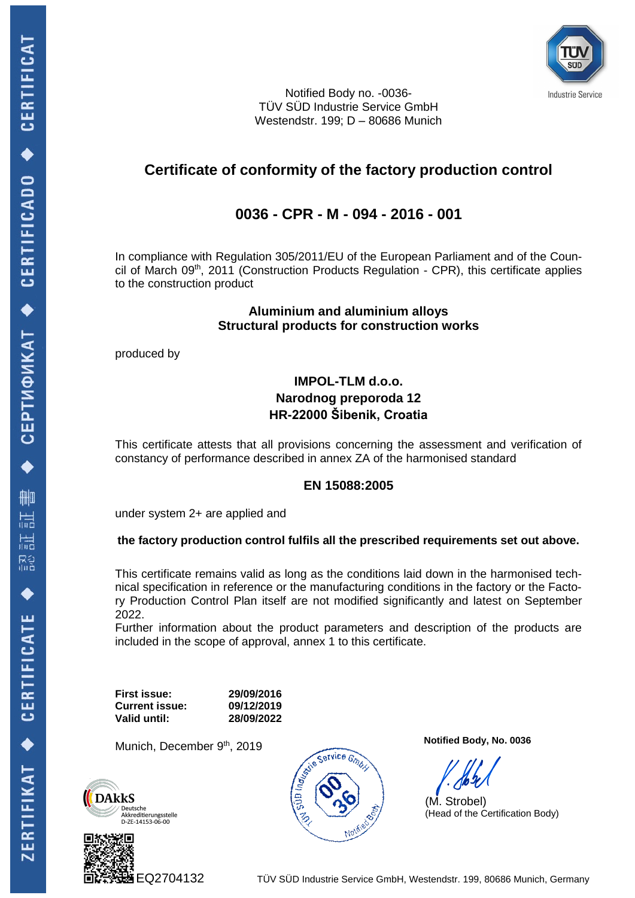Notified Body no. -0036-
TÜV SÜD Industrie Service GmbH
Westendstr. 199; D – 80686 Munich

# Certificate of conformity of the factory production control

## 0036 - CPR - M - 094 - 2016 - 001

In compliance with Regulation 305/2011/EU of the European Parliament and of the Council of March 09th, 2011 (Construction Products Regulation - CPR), this certificate applies to the construction product

**Aluminium and aluminium alloys**
**Structural products for construction works**

produced by

**IMPOL-TLM d.o.o.**
**Narodnog preporoda 12**
**HR-22000 Šibenik, Croatia**

This certificate attests that all provisions concerning the assessment and verification of constancy of performance described in annex ZA of the harmonised standard

**EN 15088:2005**

under system 2+ are applied and

**the factory production control fulfils all the prescribed requirements set out above.**

This certificate remains valid as long as the conditions laid down in the harmonised technical specification in reference or the manufacturing conditions in the factory or the Factory Production Control Plan itself are not modified significantly and latest on September 2022.
Further information about the product parameters and description of the products are included in the scope of approval, annex 1 to this certificate.

| | |
|---|---|
| **First issue:** | **29/09/2016** |
| **Current issue:** | **09/12/2019** |
| **Valid until:** | **28/09/2022** |

Munich, December 9th, 2019

**Notified Body, No. 0036**

(M. Strobel)
(Head of the Certification Body)

DAkkS Deutsche Akkreditierungsstelle D-ZE-14153-06-00

EQ2704132

TÜV SÜD Industrie Service GmbH, Westendstr. 199, 80686 Munich, Germany